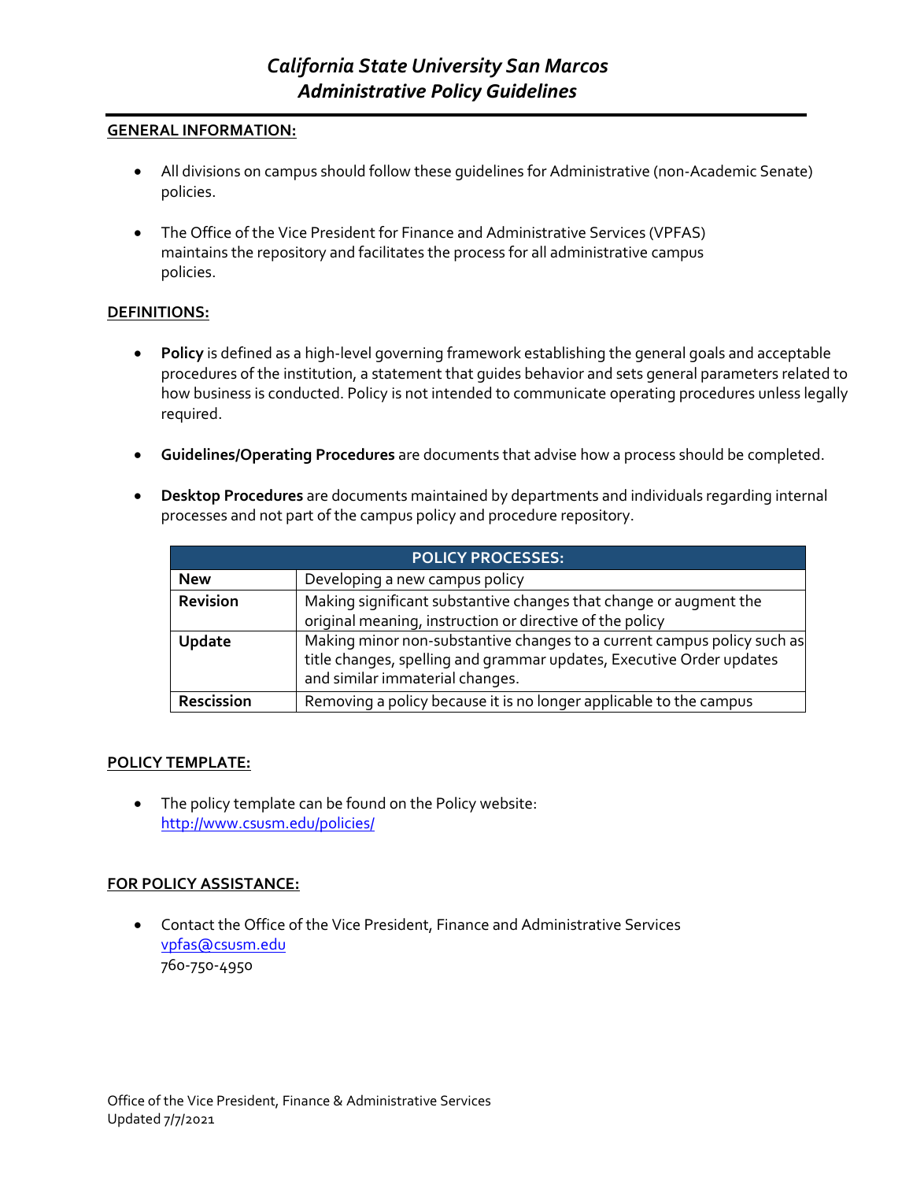# *California State University San Marcos*
# *Administrative Policy Guidelines*

## GENERAL INFORMATION:

- All divisions on campus should follow these guidelines for Administrative (non-Academic Senate) policies.
- The Office of the Vice President for Finance and Administrative Services (VPFAS) maintains the repository and facilitates the process for all administrative campus policies.

## DEFINITIONS:

- **Policy** is defined as a high-level governing framework establishing the general goals and acceptable procedures of the institution, a statement that guides behavior and sets general parameters related to how business is conducted. Policy is not intended to communicate operating procedures unless legally required.
- **Guidelines/Operating Procedures** are documents that advise how a process should be completed.
- **Desktop Procedures** are documents maintained by departments and individuals regarding internal processes and not part of the campus policy and procedure repository.

| POLICY PROCESSES: | |
|---|---|
| **New** | Developing a new campus policy |
| **Revision** | Making significant substantive changes that change or augment the original meaning, instruction or directive of the policy |
| **Update** | Making minor non-substantive changes to a current campus policy such as title changes, spelling and grammar updates, Executive Order updates and similar immaterial changes. |
| **Rescission** | Removing a policy because it is no longer applicable to the campus |

## POLICY TEMPLATE:

- The policy template can be found on the Policy website: [http://www.csusm.edu/policies/](http://www.csusm.edu/policies/)

## FOR POLICY ASSISTANCE:

- Contact the Office of the Vice President, Finance and Administrative Services
  [vpfas@csusm.edu](mailto:vpfas@csusm.edu)
  760-750-4950

Office of the Vice President, Finance & Administrative Services
Updated 7/7/2021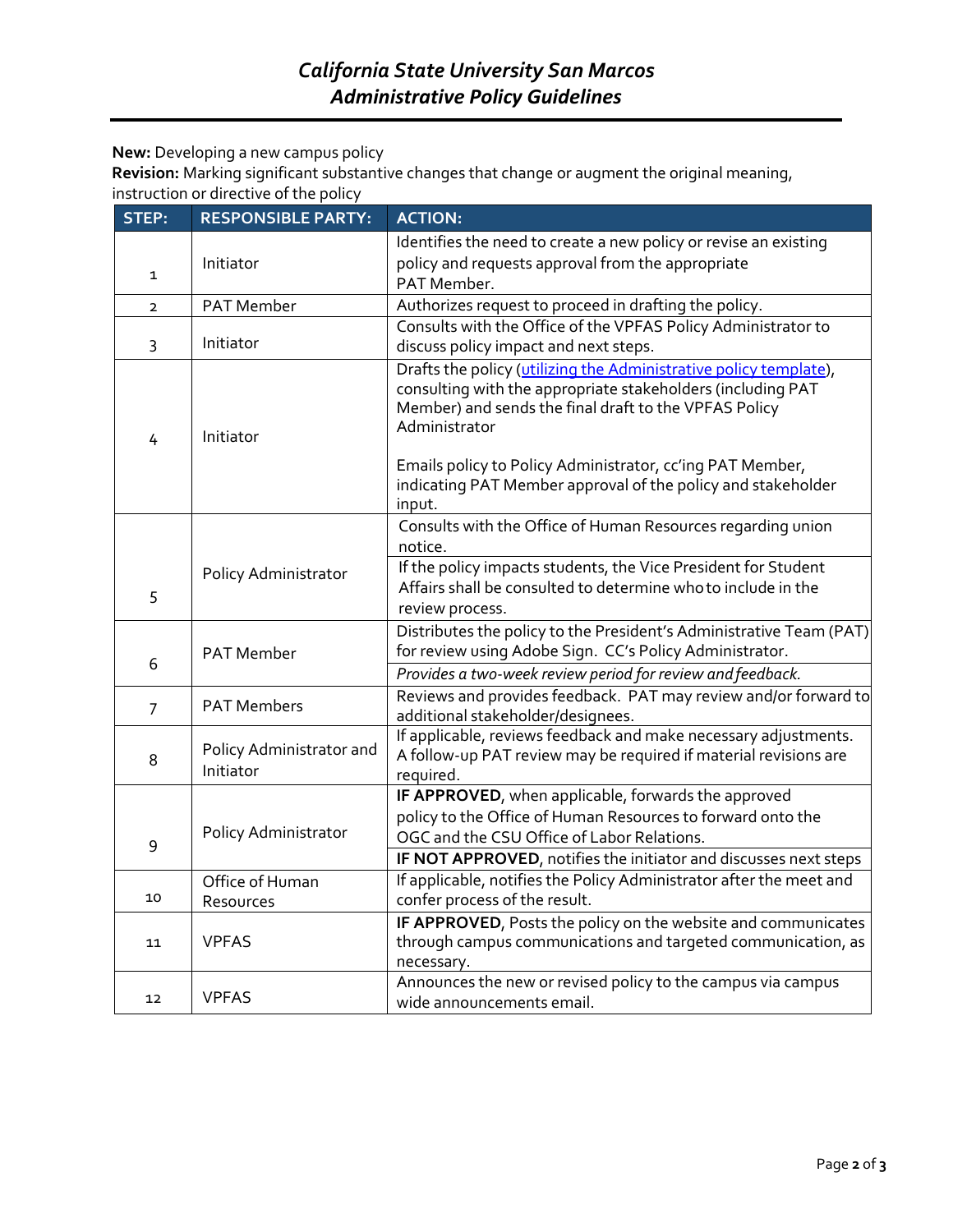**New:** Developing a new campus policy

**Revision:** Marking significant substantive changes that change or augment the original meaning, instruction or directive of the policy

| STEP: | RESPONSIBLE PARTY: | ACTION: |
|---|---|---|
| 1 | Initiator | Identifies the need to create a new policy or revise an existing policy and requests approval from the appropriate PAT Member. |
| 2 | PAT Member | Authorizes request to proceed in drafting the policy. |
| 3 | Initiator | Consults with the Office of the VPFAS Policy Administrator to discuss policy impact and next steps. |
| 4 | Initiator | Drafts the policy (utilizing the Administrative policy template), consulting with the appropriate stakeholders (including PAT Member) and sends the final draft to the VPFAS Policy Administrator<br><br>Emails policy to Policy Administrator, cc'ing PAT Member, indicating PAT Member approval of the policy and stakeholder input. |
| 5 | Policy Administrator | Consults with the Office of Human Resources regarding union notice. |
| | | If the policy impacts students, the Vice President for Student Affairs shall be consulted to determine who to include in the review process. |
| 6 | PAT Member | Distributes the policy to the President's Administrative Team (PAT) for review using Adobe Sign. CC's Policy Administrator. |
| | | *Provides a two-week review period for review and feedback.* |
| 7 | PAT Members | Reviews and provides feedback. PAT may review and/or forward to additional stakeholder/designees. |
| 8 | Policy Administrator and Initiator | If applicable, reviews feedback and make necessary adjustments. A follow-up PAT review may be required if material revisions are required. |
| 9 | Policy Administrator | **IF APPROVED**, when applicable, forwards the approved policy to the Office of Human Resources to forward onto the OGC and the CSU Office of Labor Relations. |
| | | **IF NOT APPROVED**, notifies the initiator and discusses next steps |
| 10 | Office of Human Resources | If applicable, notifies the Policy Administrator after the meet and confer process of the result. |
| 11 | VPFAS | **IF APPROVED**, Posts the policy on the website and communicates through campus communications and targeted communication, as necessary. |
| 12 | VPFAS | Announces the new or revised policy to the campus via campus wide announcements email. |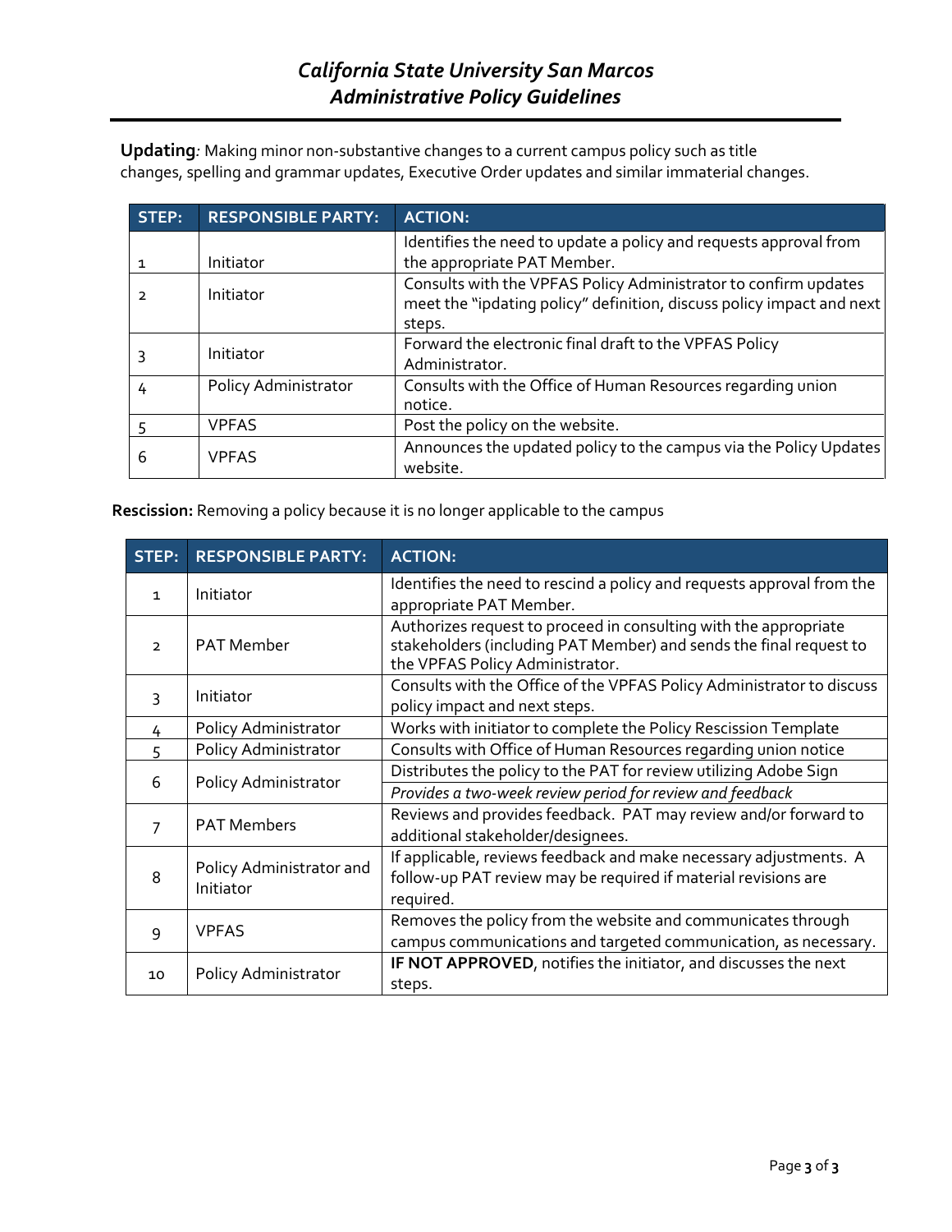**Updating***:* Making minor non-substantive changes to a current campus policy such as title changes, spelling and grammar updates, Executive Order updates and similar immaterial changes.

| STEP: | RESPONSIBLE PARTY: | ACTION: |
|---|---|---|
| 1 | Initiator | Identifies the need to update a policy and requests approval from the appropriate PAT Member. |
| 2 | Initiator | Consults with the VPFAS Policy Administrator to confirm updates meet the "ipdating policy" definition, discuss policy impact and next steps. |
| 3 | Initiator | Forward the electronic final draft to the VPFAS Policy Administrator. |
| 4 | Policy Administrator | Consults with the Office of Human Resources regarding union notice. |
| 5 | VPFAS | Post the policy on the website. |
| 6 | VPFAS | Announces the updated policy to the campus via the Policy Updates website. |

**Rescission:** Removing a policy because it is no longer applicable to the campus

| STEP: | RESPONSIBLE PARTY: | ACTION: |
|---|---|---|
| 1 | Initiator | Identifies the need to rescind a policy and requests approval from the appropriate PAT Member. |
| 2 | PAT Member | Authorizes request to proceed in consulting with the appropriate stakeholders (including PAT Member) and sends the final request to the VPFAS Policy Administrator. |
| 3 | Initiator | Consults with the Office of the VPFAS Policy Administrator to discuss policy impact and next steps. |
| 4 | Policy Administrator | Works with initiator to complete the Policy Rescission Template |
| 5 | Policy Administrator | Consults with Office of Human Resources regarding union notice |
| 6 | Policy Administrator | Distributes the policy to the PAT for review utilizing Adobe Sign<br>*Provides a two-week review period for review and feedback* |
| 7 | PAT Members | Reviews and provides feedback. PAT may review and/or forward to additional stakeholder/designees. |
| 8 | Policy Administrator and Initiator | If applicable, reviews feedback and make necessary adjustments. A follow-up PAT review may be required if material revisions are required. |
| 9 | VPFAS | Removes the policy from the website and communicates through campus communications and targeted communication, as necessary. |
| 10 | Policy Administrator | **IF NOT APPROVED**, notifies the initiator, and discusses the next steps. |